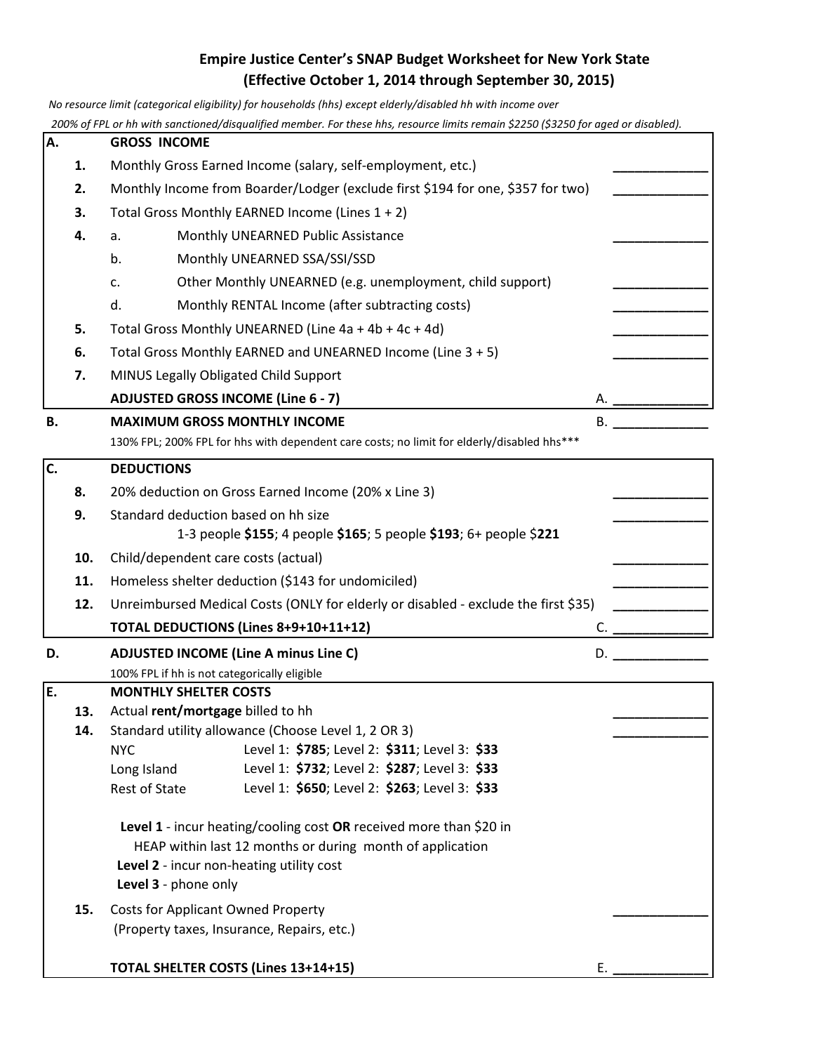# Empire Justice Center's SNAP Budget Worksheet for New York State
## (Effective October 1, 2014 through September 30, 2015)

*No resource limit (categorical eligibility) for households (hhs) except elderly/disabled hh with income over 200% of FPL or hh with sanctioned/disqualified member. For these hhs, resource limits remain $2250 ($3250 for aged or disabled).*

| | | | |
|---|---|---|---|
| **A.** | | **GROSS INCOME** | |
| | **1.** | Monthly Gross Earned Income (salary, self-employment, etc.) | _____________ |
| | **2.** | Monthly Income from Boarder/Lodger (exclude first $194 for one, $357 for two) | _____________ |
| | **3.** | Total Gross Monthly EARNED Income (Lines 1 + 2) | |
| | **4.** | a. Monthly UNEARNED Public Assistance | _____________ |
| | | b. Monthly UNEARNED SSA/SSI/SSD | |
| | | c. Other Monthly UNEARNED (e.g. unemployment, child support) | _____________ |
| | | d. Monthly RENTAL Income (after subtracting costs) | _____________ |
| | **5.** | Total Gross Monthly UNEARNED (Line 4a + 4b + 4c + 4d) | _____________ |
| | **6.** | Total Gross Monthly EARNED and UNEARNED Income (Line 3 + 5) | _____________ |
| | **7.** | MINUS Legally Obligated Child Support | |
| | | **ADJUSTED GROSS INCOME (Line 6 - 7)** | A. _____________ |
| **B.** | | **MAXIMUM GROSS MONTHLY INCOME** | B. _____________ |
| | | 130% FPL; 200% FPL for hhs with dependent care costs; no limit for elderly/disabled hhs*** | |
| **C.** | | **DEDUCTIONS** | |
| | **8.** | 20% deduction on Gross Earned Income (20% x Line 3) | _____________ |
| | **9.** | Standard deduction based on hh size<br>1-3 people **$155**; 4 people **$165**; 5 people **$193**; 6+ people $**221** | _____________ |
| | **10.** | Child/dependent care costs (actual) | _____________ |
| | **11.** | Homeless shelter deduction ($143 for undomiciled) | _____________ |
| | **12.** | Unreimbursed Medical Costs (ONLY for elderly or disabled - exclude the first $35) | _____________ |
| | | **TOTAL DEDUCTIONS (Lines 8+9+10+11+12)** | C. _____________ |
| **D.** | | **ADJUSTED INCOME (Line A minus Line C)** | D. _____________ |
| | | 100% FPL if hh is not categorically eligible | |
| **E.** | | **MONTHLY SHELTER COSTS** | |
| | **13.** | Actual **rent/mortgage** billed to hh | _____________ |
| | **14.** | Standard utility allowance (Choose Level 1, 2 OR 3)<br>NYC: Level 1: **$785**; Level 2: **$311**; Level 3: **$33**<br>Long Island: Level 1: **$732**; Level 2: **$287**; Level 3: **$33**<br>Rest of State: Level 1: **$650**; Level 2: **$263**; Level 3: **$33**<br><br>**Level 1** - incur heating/cooling cost **OR** received more than $20 in HEAP within last 12 months or during month of application<br>**Level 2** - incur non-heating utility cost<br>**Level 3** - phone only | _____________ |
| | **15.** | Costs for Applicant Owned Property<br>(Property taxes, Insurance, Repairs, etc.) | _____________ |
| | | **TOTAL SHELTER COSTS (Lines 13+14+15)** | E. _____________ |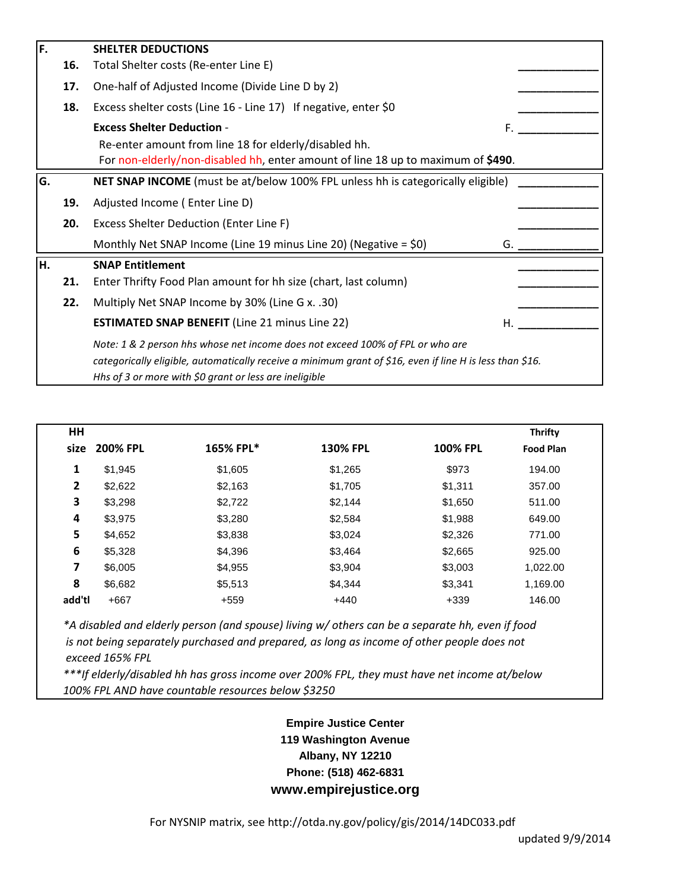| | | | |
|---|---|---|---|
| **F.** | | **SHELTER DEDUCTIONS** | |
| | **16.** | Total Shelter costs (Re-enter Line E) | ____________ |
| | **17.** | One-half of Adjusted Income (Divide Line D by 2) | ____________ |
| | **18.** | Excess shelter costs (Line 16 - Line 17) If negative, enter $0 | ____________ |
| | | **Excess Shelter Deduction** - Re-enter amount from line 18 for elderly/disabled hh. For non-elderly/non-disabled hh, enter amount of line 18 up to maximum of **$490**. | F. ____________ |
| **G.** | | **NET SNAP INCOME** (must be at/below 100% FPL unless hh is categorically eligible) | ____________ |
| | **19.** | Adjusted Income ( Enter Line D) | ____________ |
| | **20.** | Excess Shelter Deduction (Enter Line F) | ____________ |
| | | Monthly Net SNAP Income (Line 19 minus Line 20) (Negative = $0) | G. ____________ |
| **H.** | | **SNAP Entitlement** | ____________ |
| | **21.** | Enter Thrifty Food Plan amount for hh size (chart, last column) | ____________ |
| | **22.** | Multiply Net SNAP Income by 30% (Line G x. .30) | ____________ |
| | | **ESTIMATED SNAP BENEFIT** (Line 21 minus Line 22) | H. ____________ |

*Note: 1 & 2 person hhs whose net income does not exceed 100% of FPL or who are categorically eligible, automatically receive a minimum grant of $16, even if line H is less than $16. Hhs of 3 or more with $0 grant or less are ineligible*

| HH size | 200% FPL | 165% FPL* | 130% FPL | 100% FPL | Thrifty Food Plan |
|---|---|---|---|---|---|
| 1 | $1,945 | $1,605 | $1,265 | $973 | 194.00 |
| 2 | $2,622 | $2,163 | $1,705 | $1,311 | 357.00 |
| 3 | $3,298 | $2,722 | $2,144 | $1,650 | 511.00 |
| 4 | $3,975 | $3,280 | $2,584 | $1,988 | 649.00 |
| 5 | $4,652 | $3,838 | $3,024 | $2,326 | 771.00 |
| 6 | $5,328 | $4,396 | $3,464 | $2,665 | 925.00 |
| 7 | $6,005 | $4,955 | $3,904 | $3,003 | 1,022.00 |
| 8 | $6,682 | $5,513 | $4,344 | $3,341 | 1,169.00 |
| add'tl | +667 | +559 | +440 | +339 | 146.00 |

*\*A disabled and elderly person (and spouse) living w/ others can be a separate hh, even if food is not being separately purchased and prepared, as long as income of other people does not exceed 165% FPL*

*\*\*\*If elderly/disabled hh has gross income over 200% FPL, they must have net income at/below 100% FPL AND have countable resources below $3250*

**Empire Justice Center**
**119 Washington Avenue**
**Albany, NY 12210**
**Phone: (518) 462-6831**
**www.empirejustice.org**

For NYSNIP matrix, see http://otda.ny.gov/policy/gis/2014/14DC033.pdf

updated 9/9/2014